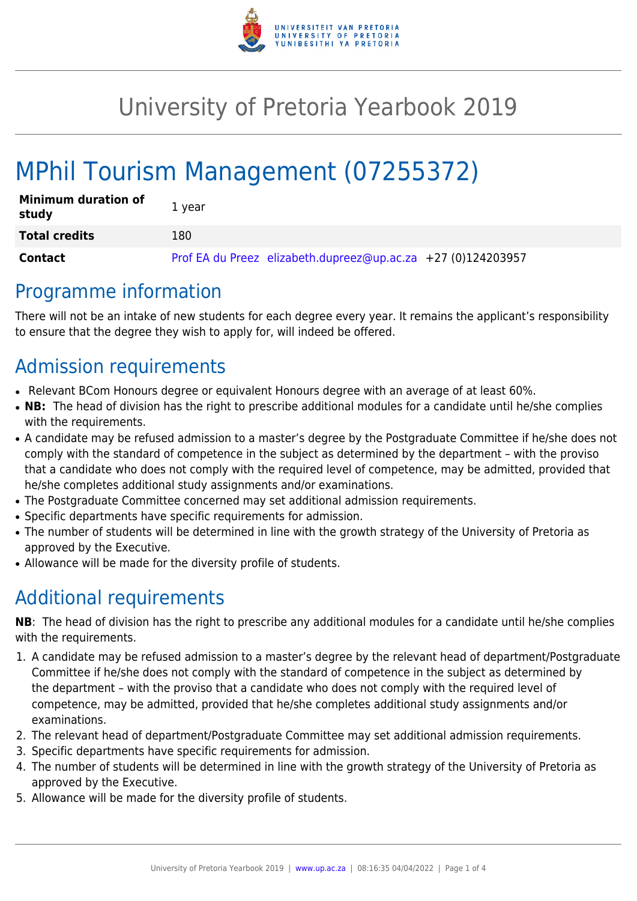# University of Pretoria Yearbook 2019

# MPhil Tourism Management (07255372)

| | |
|---|---|
| **Minimum duration of study** | 1 year |
| **Total credits** | 180 |
| **Contact** | Prof EA du Preez elizabeth.dupreez@up.ac.za +27 (0)124203957 |

## Programme information

There will not be an intake of new students for each degree every year. It remains the applicant's responsibility to ensure that the degree they wish to apply for, will indeed be offered.

## Admission requirements

- Relevant BCom Honours degree or equivalent Honours degree with an average of at least 60%.
- **NB:** The head of division has the right to prescribe additional modules for a candidate until he/she complies with the requirements.
- A candidate may be refused admission to a master's degree by the Postgraduate Committee if he/she does not comply with the standard of competence in the subject as determined by the department – with the proviso that a candidate who does not comply with the required level of competence, may be admitted, provided that he/she completes additional study assignments and/or examinations.
- The Postgraduate Committee concerned may set additional admission requirements.
- Specific departments have specific requirements for admission.
- The number of students will be determined in line with the growth strategy of the University of Pretoria as approved by the Executive.
- Allowance will be made for the diversity profile of students.

## Additional requirements

**NB**: The head of division has the right to prescribe any additional modules for a candidate until he/she complies with the requirements.

1. A candidate may be refused admission to a master's degree by the relevant head of department/Postgraduate Committee if he/she does not comply with the standard of competence in the subject as determined by the department – with the proviso that a candidate who does not comply with the required level of competence, may be admitted, provided that he/she completes additional study assignments and/or examinations.
2. The relevant head of department/Postgraduate Committee may set additional admission requirements.
3. Specific departments have specific requirements for admission.
4. The number of students will be determined in line with the growth strategy of the University of Pretoria as approved by the Executive.
5. Allowance will be made for the diversity profile of students.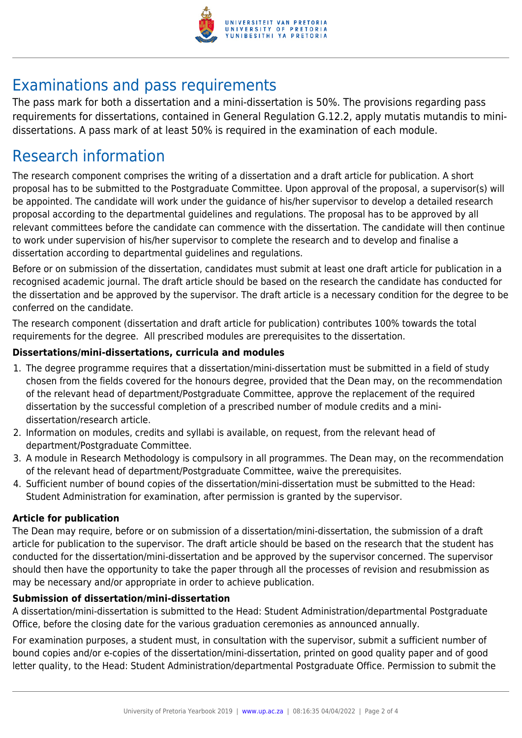## Examinations and pass requirements

The pass mark for both a dissertation and a mini-dissertation is 50%. The provisions regarding pass requirements for dissertations, contained in General Regulation G.12.2, apply mutatis mutandis to mini-dissertations. A pass mark of at least 50% is required in the examination of each module.

## Research information

The research component comprises the writing of a dissertation and a draft article for publication. A short proposal has to be submitted to the Postgraduate Committee. Upon approval of the proposal, a supervisor(s) will be appointed. The candidate will work under the guidance of his/her supervisor to develop a detailed research proposal according to the departmental guidelines and regulations. The proposal has to be approved by all relevant committees before the candidate can commence with the dissertation. The candidate will then continue to work under supervision of his/her supervisor to complete the research and to develop and finalise a dissertation according to departmental guidelines and regulations.

Before or on submission of the dissertation, candidates must submit at least one draft article for publication in a recognised academic journal. The draft article should be based on the research the candidate has conducted for the dissertation and be approved by the supervisor. The draft article is a necessary condition for the degree to be conferred on the candidate.

The research component (dissertation and draft article for publication) contributes 100% towards the total requirements for the degree. All prescribed modules are prerequisites to the dissertation.

**Dissertations/mini-dissertations, curricula and modules**

1. The degree programme requires that a dissertation/mini-dissertation must be submitted in a field of study chosen from the fields covered for the honours degree, provided that the Dean may, on the recommendation of the relevant head of department/Postgraduate Committee, approve the replacement of the required dissertation by the successful completion of a prescribed number of module credits and a mini-dissertation/research article.
2. Information on modules, credits and syllabi is available, on request, from the relevant head of department/Postgraduate Committee.
3. A module in Research Methodology is compulsory in all programmes. The Dean may, on the recommendation of the relevant head of department/Postgraduate Committee, waive the prerequisites.
4. Sufficient number of bound copies of the dissertation/mini-dissertation must be submitted to the Head: Student Administration for examination, after permission is granted by the supervisor.

**Article for publication**

The Dean may require, before or on submission of a dissertation/mini-dissertation, the submission of a draft article for publication to the supervisor. The draft article should be based on the research that the student has conducted for the dissertation/mini-dissertation and be approved by the supervisor concerned. The supervisor should then have the opportunity to take the paper through all the processes of revision and resubmission as may be necessary and/or appropriate in order to achieve publication.

**Submission of dissertation/mini-dissertation**

A dissertation/mini-dissertation is submitted to the Head: Student Administration/departmental Postgraduate Office, before the closing date for the various graduation ceremonies as announced annually.

For examination purposes, a student must, in consultation with the supervisor, submit a sufficient number of bound copies and/or e-copies of the dissertation/mini-dissertation, printed on good quality paper and of good letter quality, to the Head: Student Administration/departmental Postgraduate Office. Permission to submit the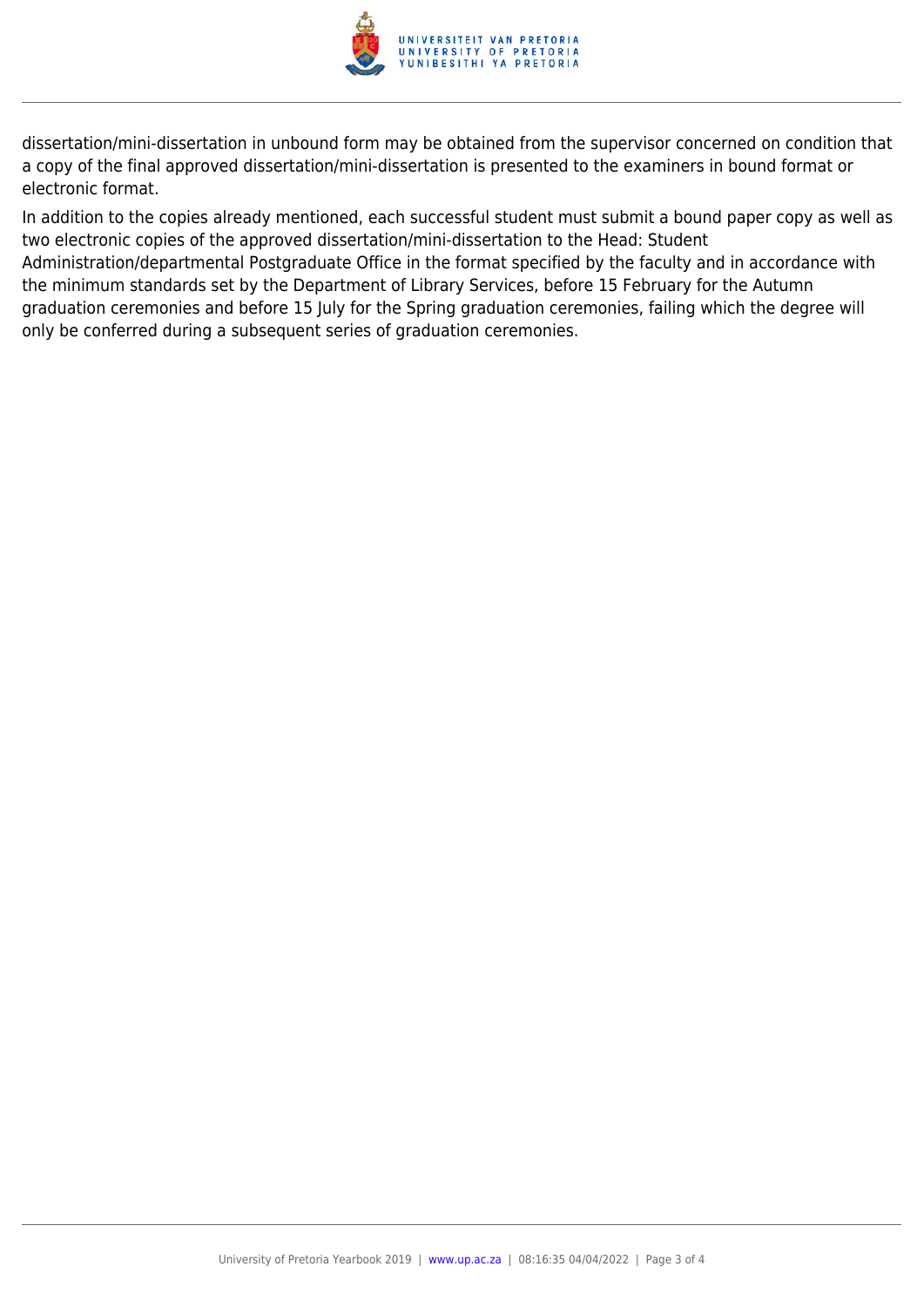dissertation/mini-dissertation in unbound form may be obtained from the supervisor concerned on condition that a copy of the final approved dissertation/mini-dissertation is presented to the examiners in bound format or electronic format.

In addition to the copies already mentioned, each successful student must submit a bound paper copy as well as two electronic copies of the approved dissertation/mini-dissertation to the Head: Student Administration/departmental Postgraduate Office in the format specified by the faculty and in accordance with the minimum standards set by the Department of Library Services, before 15 February for the Autumn graduation ceremonies and before 15 July for the Spring graduation ceremonies, failing which the degree will only be conferred during a subsequent series of graduation ceremonies.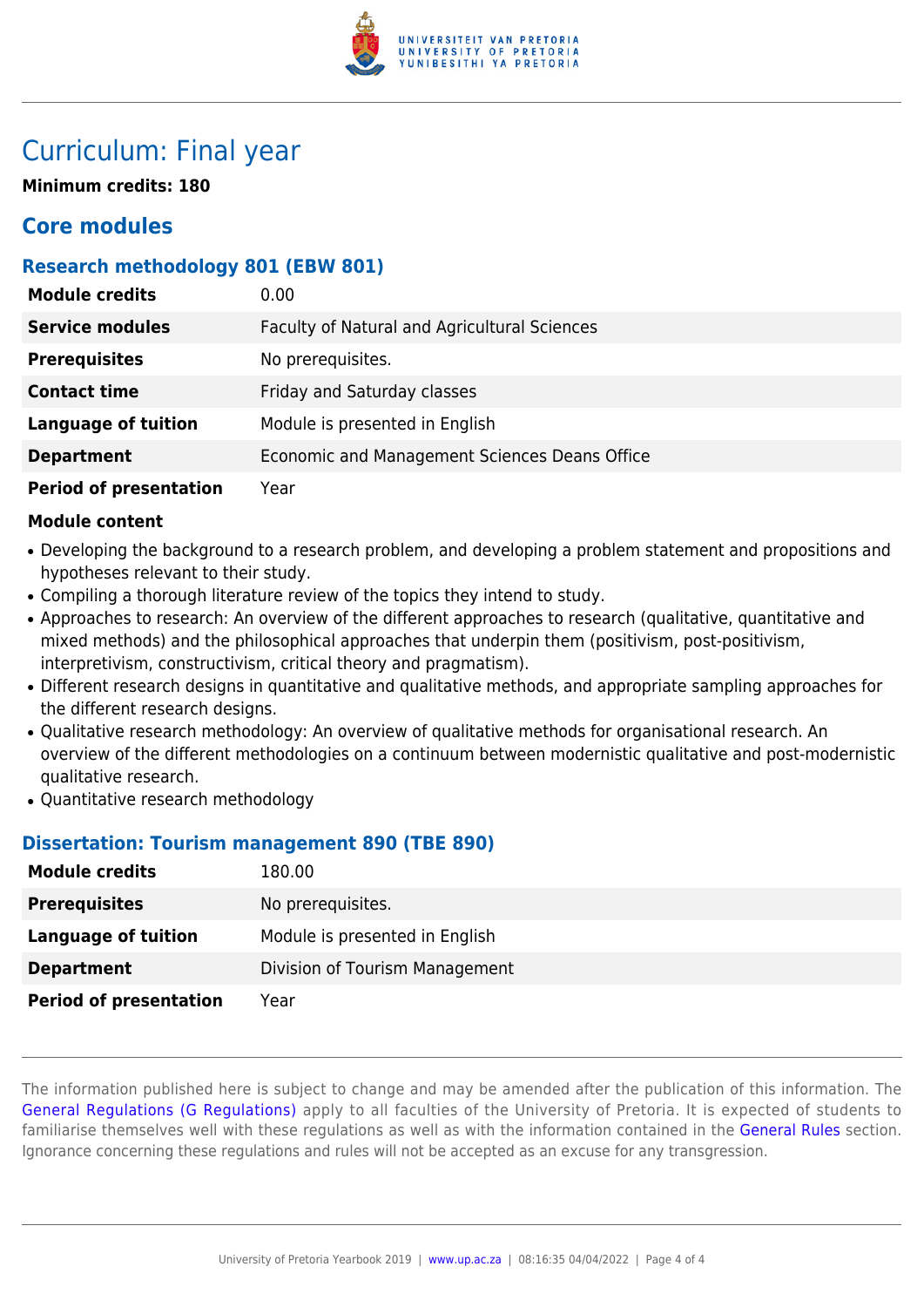# Curriculum: Final year

**Minimum credits: 180**

## Core modules

### Research methodology 801 (EBW 801)

| | |
|---|---|
| **Module credits** | 0.00 |
| **Service modules** | Faculty of Natural and Agricultural Sciences |
| **Prerequisites** | No prerequisites. |
| **Contact time** | Friday and Saturday classes |
| **Language of tuition** | Module is presented in English |
| **Department** | Economic and Management Sciences Deans Office |
| **Period of presentation** | Year |

**Module content**

- Developing the background to a research problem, and developing a problem statement and propositions and hypotheses relevant to their study.
- Compiling a thorough literature review of the topics they intend to study.
- Approaches to research: An overview of the different approaches to research (qualitative, quantitative and mixed methods) and the philosophical approaches that underpin them (positivism, post-positivism, interpretivism, constructivism, critical theory and pragmatism).
- Different research designs in quantitative and qualitative methods, and appropriate sampling approaches for the different research designs.
- Qualitative research methodology: An overview of qualitative methods for organisational research. An overview of the different methodologies on a continuum between modernistic qualitative and post-modernistic qualitative research.
- Quantitative research methodology

### Dissertation: Tourism management 890 (TBE 890)

| | |
|---|---|
| **Module credits** | 180.00 |
| **Prerequisites** | No prerequisites. |
| **Language of tuition** | Module is presented in English |
| **Department** | Division of Tourism Management |
| **Period of presentation** | Year |

The information published here is subject to change and may be amended after the publication of this information. The General Regulations (G Regulations) apply to all faculties of the University of Pretoria. It is expected of students to familiarise themselves well with these regulations as well as with the information contained in the General Rules section. Ignorance concerning these regulations and rules will not be accepted as an excuse for any transgression.